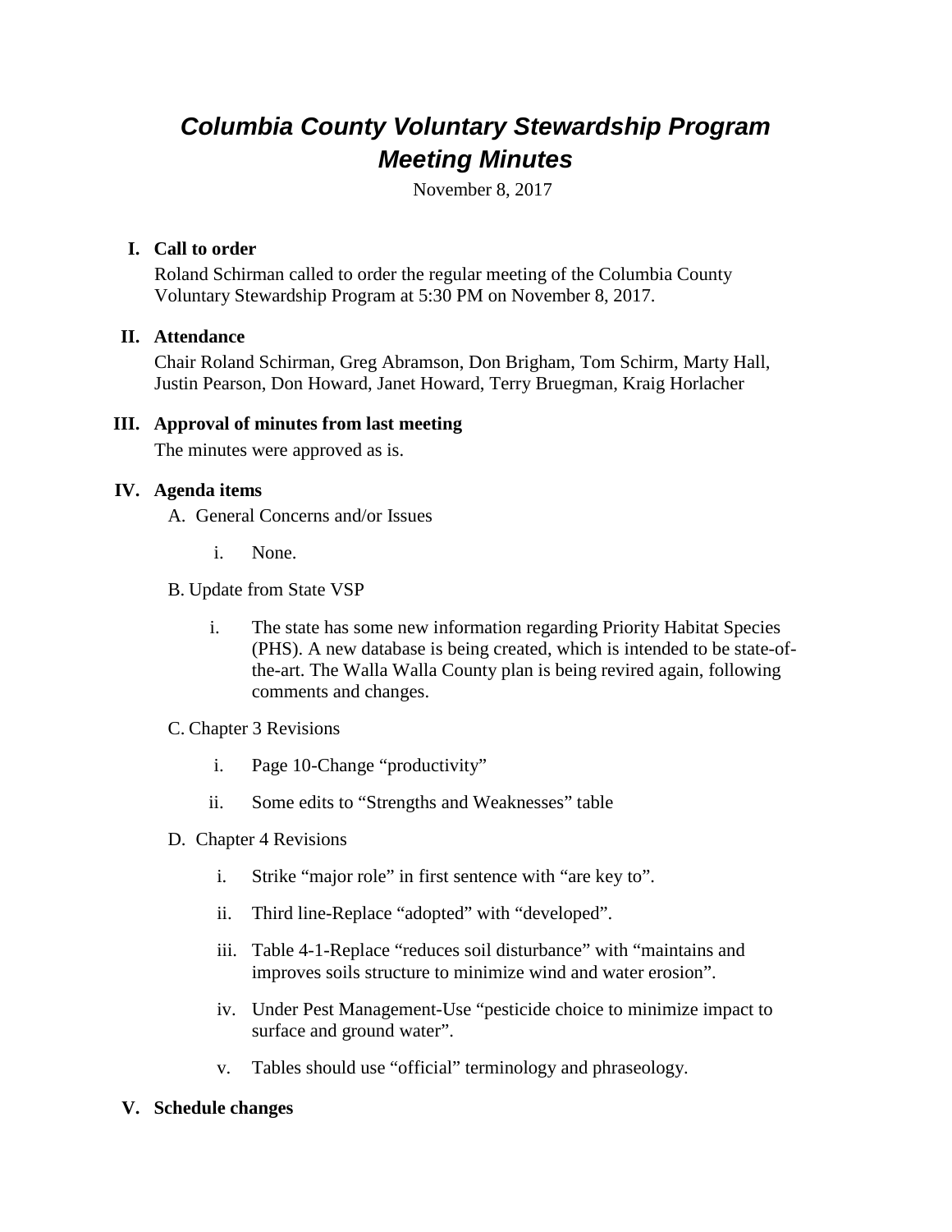# *Columbia County Voluntary Stewardship Program Meeting Minutes*

November 8, 2017

## I. Call to order

Roland Schirman called to order the regular meeting of the Columbia County Voluntary Stewardship Program at 5:30 PM on November 8, 2017.

## II. Attendance

Chair Roland Schirman, Greg Abramson, Don Brigham, Tom Schirm, Marty Hall, Justin Pearson, Don Howard, Janet Howard, Terry Bruegman, Kraig Horlacher

## III. Approval of minutes from last meeting

The minutes were approved as is.

## IV. Agenda items

A. General Concerns and/or Issues

   i. None.

B. Update from State VSP

   i. The state has some new information regarding Priority Habitat Species (PHS). A new database is being created, which is intended to be state-of-the-art. The Walla Walla County plan is being revired again, following comments and changes.

C. Chapter 3 Revisions

   i. Page 10-Change "productivity"

   ii. Some edits to "Strengths and Weaknesses" table

D. Chapter 4 Revisions

   i. Strike "major role" in first sentence with "are key to".

   ii. Third line-Replace "adopted" with "developed".

   iii. Table 4-1-Replace "reduces soil disturbance" with "maintains and improves soils structure to minimize wind and water erosion".

   iv. Under Pest Management-Use "pesticide choice to minimize impact to surface and ground water".

   v. Tables should use "official" terminology and phraseology.

## V. Schedule changes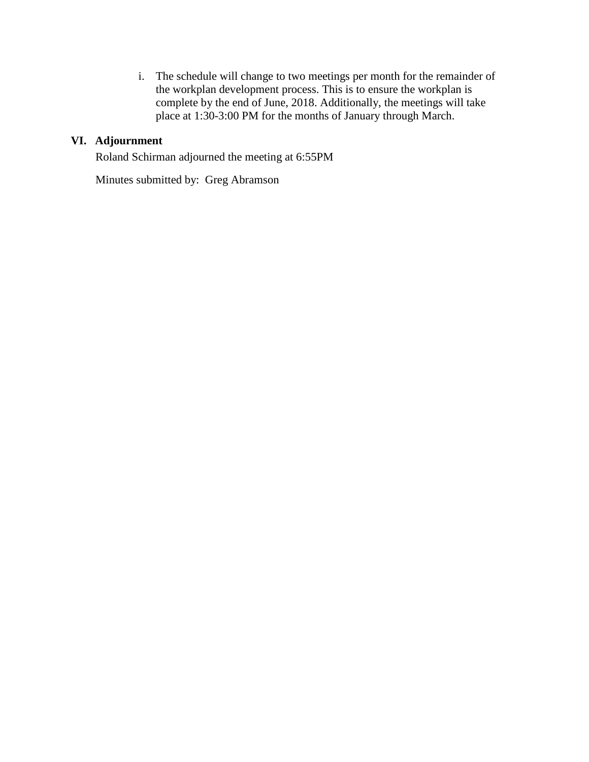i. The schedule will change to two meetings per month for the remainder of the workplan development process. This is to ensure the workplan is complete by the end of June, 2018. Additionally, the meetings will take place at 1:30-3:00 PM for the months of January through March.

## VI. Adjournment

Roland Schirman adjourned the meeting at 6:55PM

Minutes submitted by: Greg Abramson